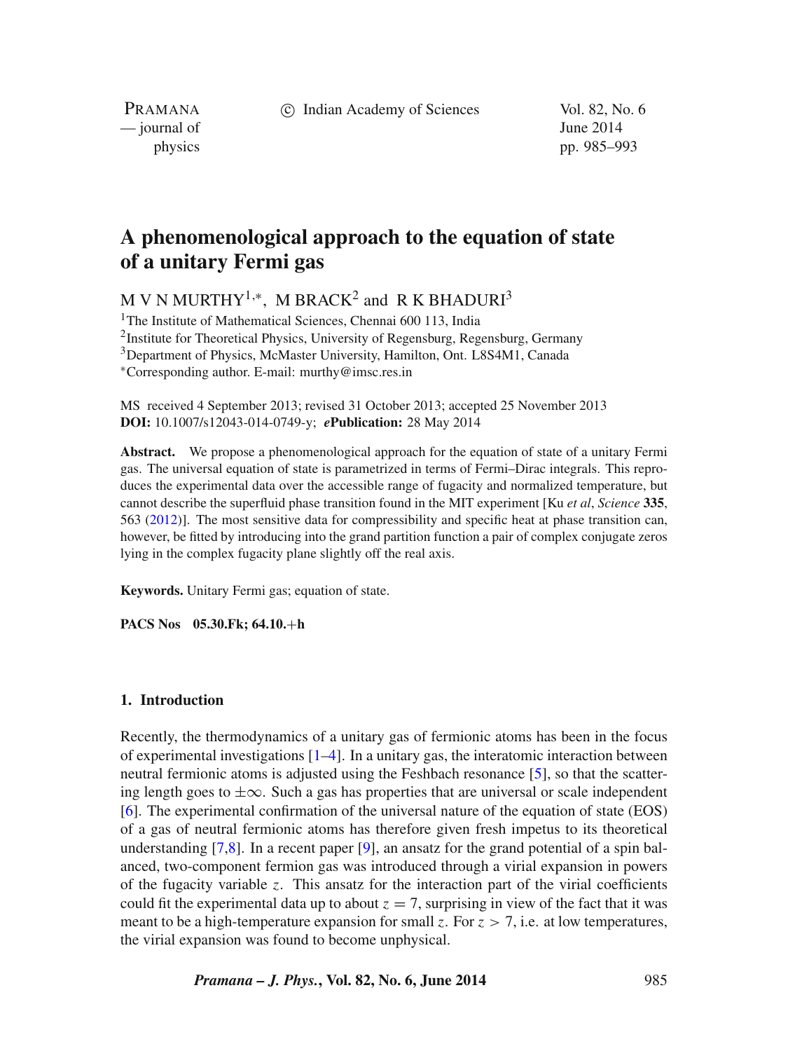# A phenomenological approach to the equation of state of a unitary Fermi gas

M V N MURTHY[1,*], M BRACK[2] and R K BHADURI[3]

[1]The Institute of Mathematical Sciences, Chennai 600 113, India
[2]Institute for Theoretical Physics, University of Regensburg, Regensburg, Germany
[3]Department of Physics, McMaster University, Hamilton, Ont. L8S4M1, Canada
[*]Corresponding author. E-mail: murthy@imsc.res.in

MS received 4 September 2013; revised 31 October 2013; accepted 25 November 2013
**DOI:** 10.1007/s12043-014-0749-y; ***e*Publication:** 28 May 2014

**Abstract.** We propose a phenomenological approach for the equation of state of a unitary Fermi gas. The universal equation of state is parametrized in terms of Fermi–Dirac integrals. This reproduces the experimental data over the accessible range of fugacity and normalized temperature, but cannot describe the superfluid phase transition found in the MIT experiment [Ku *et al*, *Science* **335**, 563 (2012)]. The most sensitive data for compressibility and specific heat at phase transition can, however, be fitted by introducing into the grand partition function a pair of complex conjugate zeros lying in the complex fugacity plane slightly off the real axis.

**Keywords.** Unitary Fermi gas; equation of state.

**PACS Nos** **05.30.Fk; 64.10.+h**

## 1. Introduction

Recently, the thermodynamics of a unitary gas of fermionic atoms has been in the focus of experimental investigations [1–4]. In a unitary gas, the interatomic interaction between neutral fermionic atoms is adjusted using the Feshbach resonance [5], so that the scattering length goes to $\pm\infty$. Such a gas has properties that are universal or scale independent [6]. The experimental confirmation of the universal nature of the equation of state (EOS) of a gas of neutral fermionic atoms has therefore given fresh impetus to its theoretical understanding [7,8]. In a recent paper [9], an ansatz for the grand potential of a spin balanced, two-component fermion gas was introduced through a virial expansion in powers of the fugacity variable $z$. This ansatz for the interaction part of the virial coefficients could fit the experimental data up to about $z = 7$, surprising in view of the fact that it was meant to be a high-temperature expansion for small $z$. For $z > 7$, i.e. at low temperatures, the virial expansion was found to become unphysical.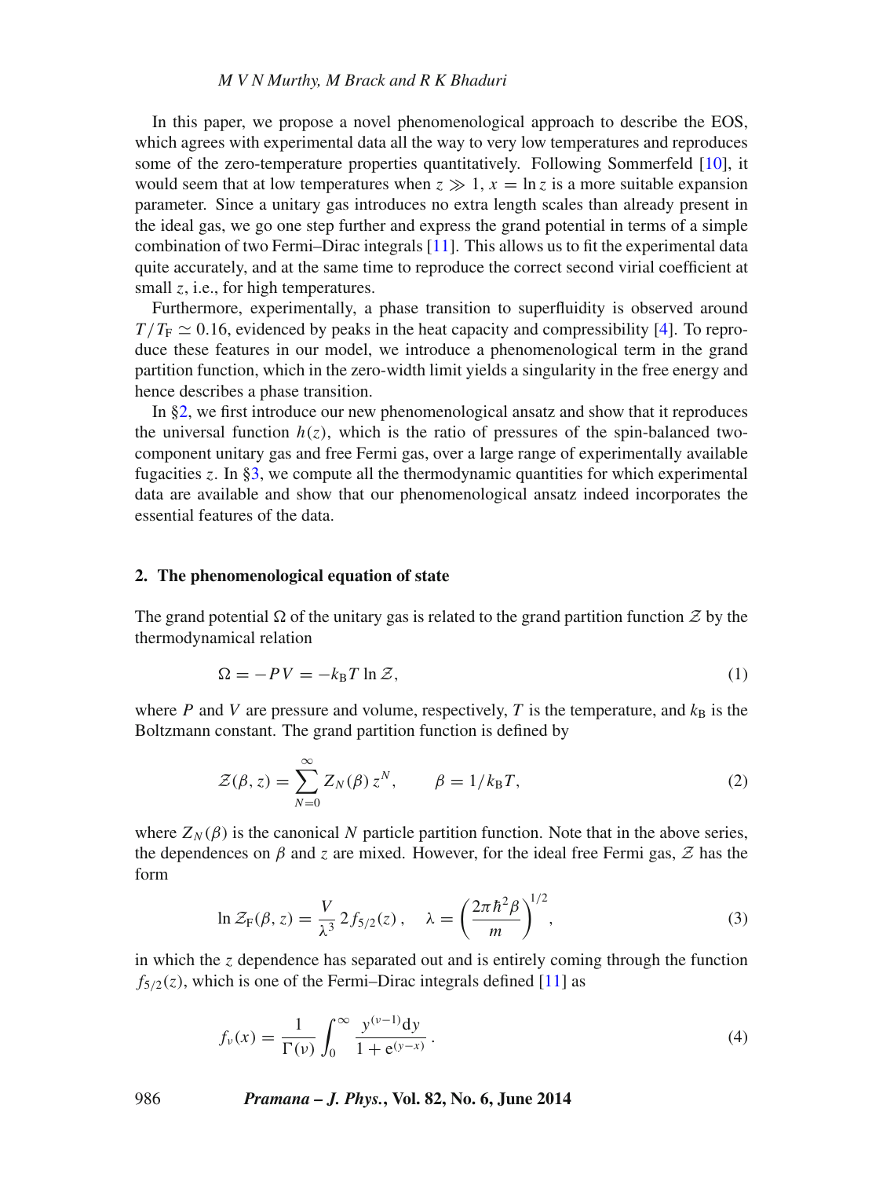In this paper, we propose a novel phenomenological approach to describe the EOS, which agrees with experimental data all the way to very low temperatures and reproduces some of the zero-temperature properties quantitatively. Following Sommerfeld [10], it would seem that at low temperatures when $z \gg 1$, $x = \ln z$ is a more suitable expansion parameter. Since a unitary gas introduces no extra length scales than already present in the ideal gas, we go one step further and express the grand potential in terms of a simple combination of two Fermi–Dirac integrals [11]. This allows us to fit the experimental data quite accurately, and at the same time to reproduce the correct second virial coefficient at small $z$, i.e., for high temperatures.

Furthermore, experimentally, a phase transition to superfluidity is observed around $T/T_{\mathrm{F}} \simeq 0.16$, evidenced by peaks in the heat capacity and compressibility [4]. To reproduce these features in our model, we introduce a phenomenological term in the grand partition function, which in the zero-width limit yields a singularity in the free energy and hence describes a phase transition.

In §2, we first introduce our new phenomenological ansatz and show that it reproduces the universal function $h(z)$, which is the ratio of pressures of the spin-balanced two-component unitary gas and free Fermi gas, over a large range of experimentally available fugacities $z$. In §3, we compute all the thermodynamic quantities for which experimental data are available and show that our phenomenological ansatz indeed incorporates the essential features of the data.

## 2. The phenomenological equation of state

The grand potential $\Omega$ of the unitary gas is related to the grand partition function $\mathcal{Z}$ by the thermodynamical relation

$$\Omega = -PV = -k_{\mathrm{B}}T \ln \mathcal{Z}, \tag{1}$$

where $P$ and $V$ are pressure and volume, respectively, $T$ is the temperature, and $k_{\mathrm{B}}$ is the Boltzmann constant. The grand partition function is defined by

$$\mathcal{Z}(\beta, z) = \sum_{N=0}^{\infty} Z_N(\beta)\, z^N, \qquad \beta = 1/k_{\mathrm{B}}T, \tag{2}$$

where $Z_N(\beta)$ is the canonical $N$ particle partition function. Note that in the above series, the dependences on $\beta$ and $z$ are mixed. However, for the ideal free Fermi gas, $\mathcal{Z}$ has the form

$$\ln \mathcal{Z}_{\mathrm{F}}(\beta, z) = \frac{V}{\lambda^3}\, 2 f_{5/2}(z)\,, \quad \lambda = \left(\frac{2\pi\hbar^2\beta}{m}\right)^{1/2}, \tag{3}$$

in which the $z$ dependence has separated out and is entirely coming through the function $f_{5/2}(z)$, which is one of the Fermi–Dirac integrals defined [11] as

$$f_{\nu}(x) = \frac{1}{\Gamma(\nu)} \int_0^{\infty} \frac{y^{(\nu-1)}\mathrm{d}y}{1 + \mathrm{e}^{(y-x)}}\,. \tag{4}$$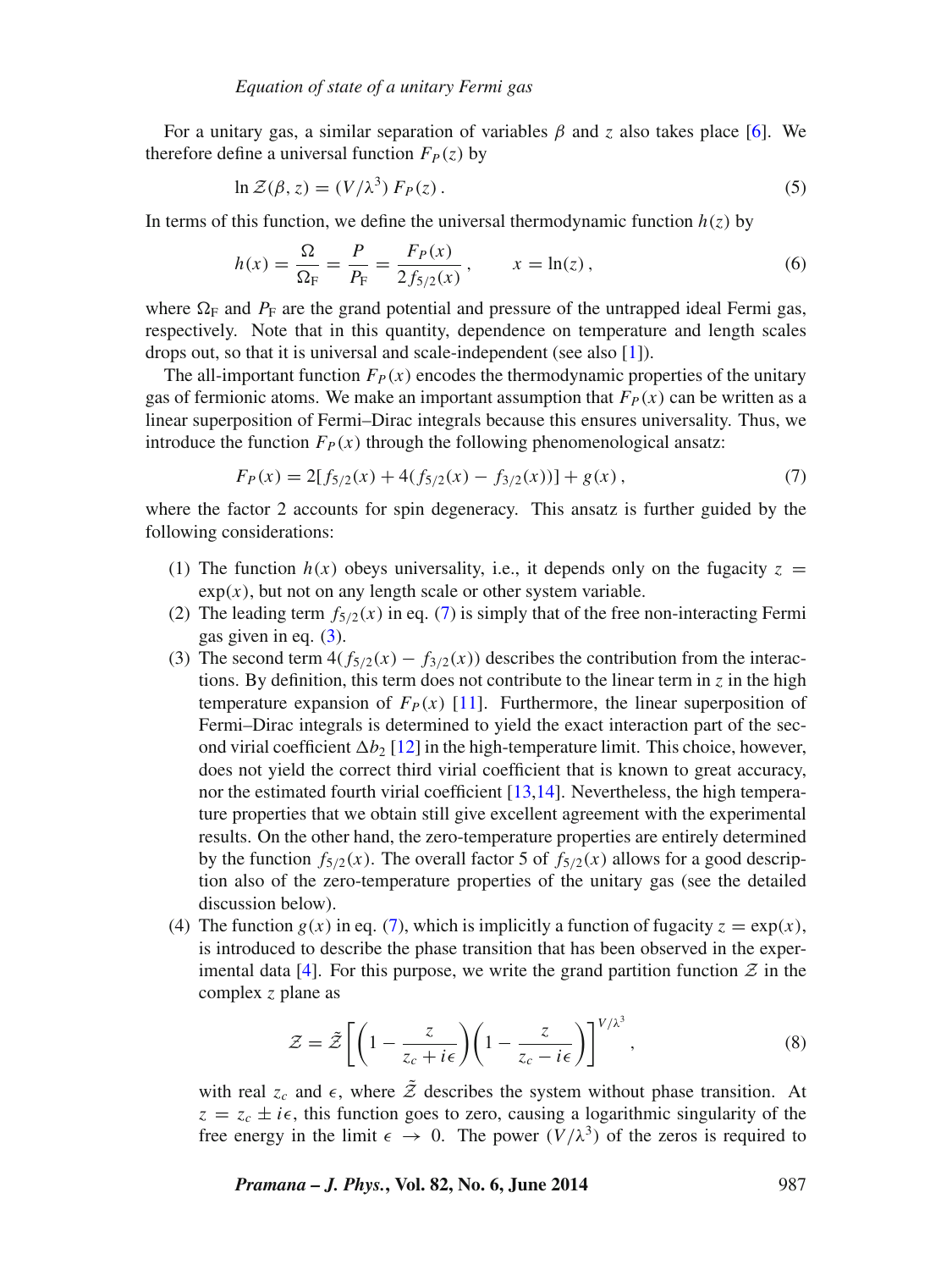For a unitary gas, a similar separation of variables $\beta$ and $z$ also takes place [6]. We therefore define a universal function $F_P(z)$ by

$$\ln \mathcal{Z}(\beta, z) = (V/\lambda^3)\, F_P(z)\,. \tag{5}$$

In terms of this function, we define the universal thermodynamic function $h(z)$ by

$$h(x) = \frac{\Omega}{\Omega_{\mathrm{F}}} = \frac{P}{P_{\mathrm{F}}} = \frac{F_P(x)}{2\, f_{5/2}(x)}\,, \qquad x = \ln(z)\,, \tag{6}$$

where $\Omega_{\mathrm{F}}$ and $P_{\mathrm{F}}$ are the grand potential and pressure of the untrapped ideal Fermi gas, respectively. Note that in this quantity, dependence on temperature and length scales drops out, so that it is universal and scale-independent (see also [1]).

The all-important function $F_P(x)$ encodes the thermodynamic properties of the unitary gas of fermionic atoms. We make an important assumption that $F_P(x)$ can be written as a linear superposition of Fermi–Dirac integrals because this ensures universality. Thus, we introduce the function $F_P(x)$ through the following phenomenological ansatz:

$$F_P(x) = 2[f_{5/2}(x) + 4(f_{5/2}(x) - f_{3/2}(x))] + g(x)\,, \tag{7}$$

where the factor 2 accounts for spin degeneracy. This ansatz is further guided by the following considerations:

(1) The function $h(x)$ obeys universality, i.e., it depends only on the fugacity $z = \exp(x)$, but not on any length scale or other system variable.

(2) The leading term $f_{5/2}(x)$ in eq. (7) is simply that of the free non-interacting Fermi gas given in eq. (3).

(3) The second term $4(f_{5/2}(x) - f_{3/2}(x))$ describes the contribution from the interactions. By definition, this term does not contribute to the linear term in $z$ in the high temperature expansion of $F_P(x)$ [11]. Furthermore, the linear superposition of Fermi–Dirac integrals is determined to yield the exact interaction part of the second virial coefficient $\Delta b_2$ [12] in the high-temperature limit. This choice, however, does not yield the correct third virial coefficient that is known to great accuracy, nor the estimated fourth virial coefficient [13,14]. Nevertheless, the high temperature properties that we obtain still give excellent agreement with the experimental results. On the other hand, the zero-temperature properties are entirely determined by the function $f_{5/2}(x)$. The overall factor 5 of $f_{5/2}(x)$ allows for a good description also of the zero-temperature properties of the unitary gas (see the detailed discussion below).

(4) The function $g(x)$ in eq. (7), which is implicitly a function of fugacity $z = \exp(x)$, is introduced to describe the phase transition that has been observed in the experimental data [4]. For this purpose, we write the grand partition function $\mathcal{Z}$ in the complex $z$ plane as

$$\mathcal{Z} = \tilde{\mathcal{Z}} \left[ \left(1 - \frac{z}{z_c + i\epsilon}\right)\left(1 - \frac{z}{z_c - i\epsilon}\right) \right]^{V/\lambda^3}, \tag{8}$$

with real $z_c$ and $\epsilon$, where $\tilde{\mathcal{Z}}$ describes the system without phase transition. At $z = z_c \pm i\epsilon$, this function goes to zero, causing a logarithmic singularity of the free energy in the limit $\epsilon \to 0$. The power $(V/\lambda^3)$ of the zeros is required to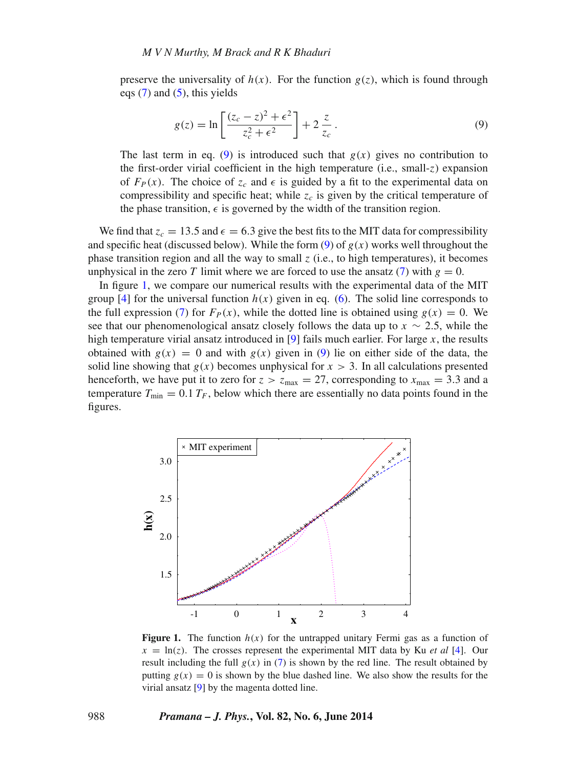preserve the universality of $h(x)$. For the function $g(z)$, which is found through eqs (7) and (5), this yields

$$g(z) = \ln\left[\frac{(z_c - z)^2 + \epsilon^2}{z_c^2 + \epsilon^2}\right] + 2\,\frac{z}{z_c}\,. \tag{9}$$

The last term in eq. (9) is introduced such that $g(x)$ gives no contribution to the first-order virial coefficient in the high temperature (i.e., small-$z$) expansion of $F_P(x)$. The choice of $z_c$ and $\epsilon$ is guided by a fit to the experimental data on compressibility and specific heat; while $z_c$ is given by the critical temperature of the phase transition, $\epsilon$ is governed by the width of the transition region.

We find that $z_c = 13.5$ and $\epsilon = 6.3$ give the best fits to the MIT data for compressibility and specific heat (discussed below). While the form (9) of $g(x)$ works well throughout the phase transition region and all the way to small $z$ (i.e., to high temperatures), it becomes unphysical in the zero $T$ limit where we are forced to use the ansatz (7) with $g = 0$.

In figure 1, we compare our numerical results with the experimental data of the MIT group [4] for the universal function $h(x)$ given in eq. (6). The solid line corresponds to the full expression (7) for $F_P(x)$, while the dotted line is obtained using $g(x) = 0$. We see that our phenomenological ansatz closely follows the data up to $x \sim 2.5$, while the high temperature virial ansatz introduced in [9] fails much earlier. For large $x$, the results obtained with $g(x) = 0$ and with $g(x)$ given in (9) lie on either side of the data, the solid line showing that $g(x)$ becomes unphysical for $x > 3$. In all calculations presented henceforth, we have put it to zero for $z > z_{\max} = 27$, corresponding to $x_{\max} = 3.3$ and a temperature $T_{\min} = 0.1\,T_F$, below which there are essentially no data points found in the figures.

**Figure 1.** The function $h(x)$ for the untrapped unitary Fermi gas as a function of $x = \ln(z)$. The crosses represent the experimental MIT data by Ku *et al* [4]. Our result including the full $g(x)$ in (7) is shown by the red line. The result obtained by putting $g(x) = 0$ is shown by the blue dashed line. We also show the results for the virial ansatz [9] by the magenta dotted line.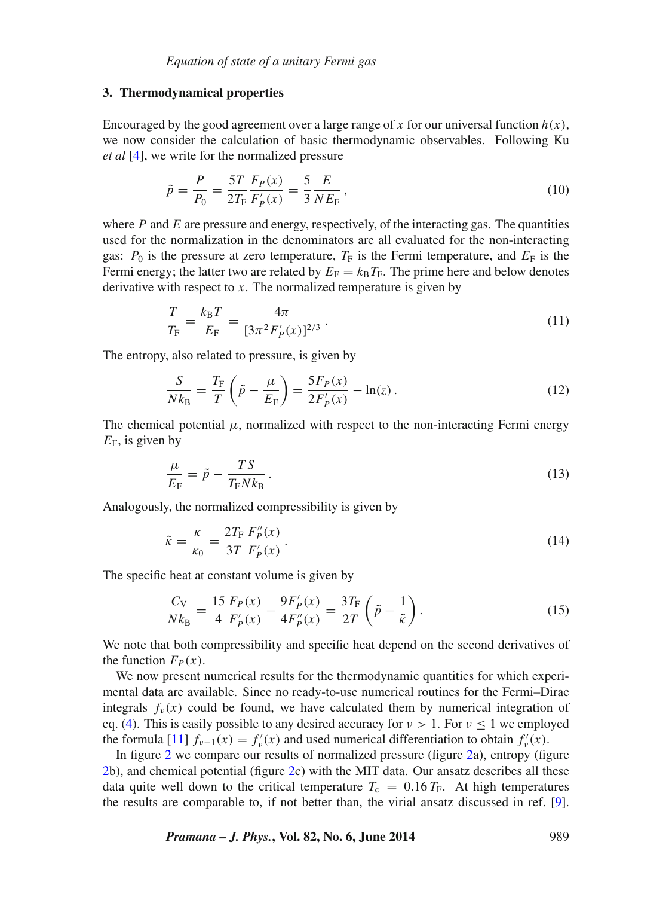## 3. Thermodynamical properties

Encouraged by the good agreement over a large range of $x$ for our universal function $h(x)$, we now consider the calculation of basic thermodynamic observables. Following Ku *et al* [4], we write for the normalized pressure

$$\tilde{p} = \frac{P}{P_0} = \frac{5T}{2T_{\rm F}} \frac{F_P(x)}{F_P'(x)} = \frac{5}{3} \frac{E}{N E_{\rm F}}\,, \tag{10}$$

where $P$ and $E$ are pressure and energy, respectively, of the interacting gas. The quantities used for the normalization in the denominators are all evaluated for the non-interacting gas: $P_0$ is the pressure at zero temperature, $T_{\rm F}$ is the Fermi temperature, and $E_{\rm F}$ is the Fermi energy; the latter two are related by $E_{\rm F} = k_{\rm B} T_{\rm F}$. The prime here and below denotes derivative with respect to $x$. The normalized temperature is given by

$$\frac{T}{T_{\rm F}} = \frac{k_{\rm B} T}{E_{\rm F}} = \frac{4\pi}{[3\pi^2 F_P'(x)]^{2/3}}\,. \tag{11}$$

The entropy, also related to pressure, is given by

$$\frac{S}{N k_{\rm B}} = \frac{T_{\rm F}}{T}\left(\tilde{p} - \frac{\mu}{E_{\rm F}}\right) = \frac{5 F_P(x)}{2 F_P'(x)} - \ln(z)\,. \tag{12}$$

The chemical potential $\mu$, normalized with respect to the non-interacting Fermi energy $E_{\rm F}$, is given by

$$\frac{\mu}{E_{\rm F}} = \tilde{p} - \frac{TS}{T_{\rm F} N k_{\rm B}}\,. \tag{13}$$

Analogously, the normalized compressibility is given by

$$\tilde{\kappa} = \frac{\kappa}{\kappa_0} = \frac{2T_{\rm F}}{3T} \frac{F_P''(x)}{F_P'(x)}\,. \tag{14}$$

The specific heat at constant volume is given by

$$\frac{C_{\rm V}}{N k_{\rm B}} = \frac{15}{4} \frac{F_P(x)}{F_P'(x)} - \frac{9 F_P'(x)}{4 F_P''(x)} = \frac{3 T_{\rm F}}{2T}\left(\tilde{p} - \frac{1}{\tilde{\kappa}}\right). \tag{15}$$

We note that both compressibility and specific heat depend on the second derivatives of the function $F_P(x)$.

We now present numerical results for the thermodynamic quantities for which experimental data are available. Since no ready-to-use numerical routines for the Fermi–Dirac integrals $f_\nu(x)$ could be found, we have calculated them by numerical integration of eq. (4). This is easily possible to any desired accuracy for $\nu > 1$. For $\nu \leq 1$ we employed the formula [11] $f_{\nu-1}(x) = f_\nu'(x)$ and used numerical differentiation to obtain $f_\nu'(x)$.

In figure 2 we compare our results of normalized pressure (figure 2a), entropy (figure 2b), and chemical potential (figure 2c) with the MIT data. Our ansatz describes all these data quite well down to the critical temperature $T_{\rm c} = 0.16\,T_{\rm F}$. At high temperatures the results are comparable to, if not better than, the virial ansatz discussed in ref. [9].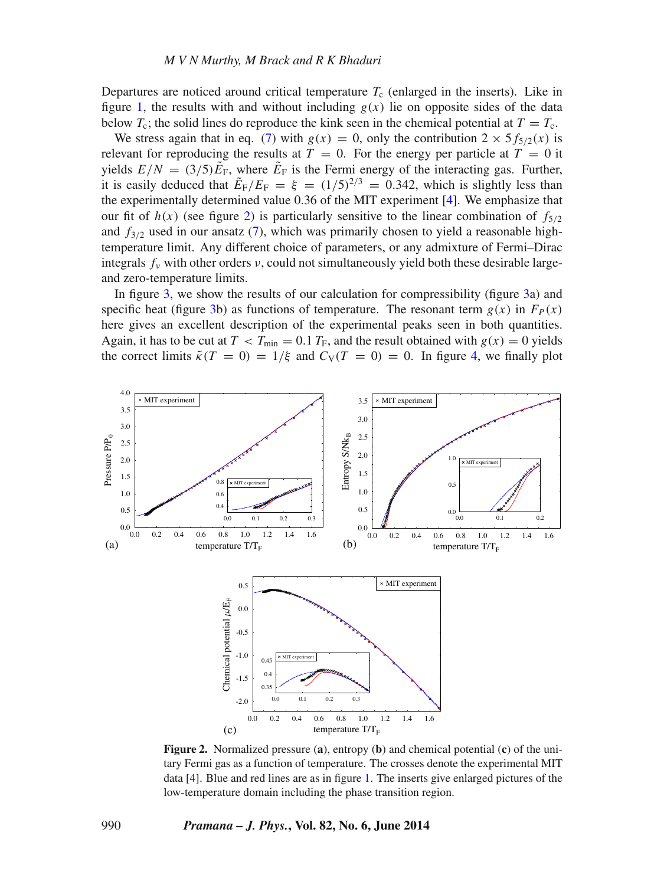Departures are noticed around critical temperature $T_c$ (enlarged in the inserts). Like in figure 1, the results with and without including $g(x)$ lie on opposite sides of the data below $T_c$; the solid lines do reproduce the kink seen in the chemical potential at $T = T_c$.

We stress again that in eq. (7) with $g(x) = 0$, only the contribution $2 \times 5 f_{5/2}(x)$ is relevant for reproducing the results at $T = 0$. For the energy per particle at $T = 0$ it yields $E/N = (3/5)\tilde{E}_F$, where $\tilde{E}_F$ is the Fermi energy of the interacting gas. Further, it is easily deduced that $\tilde{E}_F/E_F = \xi = (1/5)^{2/3} = 0.342$, which is slightly less than the experimentally determined value 0.36 of the MIT experiment [4]. We emphasize that our fit of $h(x)$ (see figure 2) is particularly sensitive to the linear combination of $f_{5/2}$ and $f_{3/2}$ used in our ansatz (7), which was primarily chosen to yield a reasonable high-temperature limit. Any different choice of parameters, or any admixture of Fermi–Dirac integrals $f_\nu$ with other orders $\nu$, could not simultaneously yield both these desirable large- and zero-temperature limits.

In figure 3, we show the results of our calculation for compressibility (figure 3a) and specific heat (figure 3b) as functions of temperature. The resonant term $g(x)$ in $F_P(x)$ here gives an excellent description of the experimental peaks seen in both quantities. Again, it has to be cut at $T < T_{\min} = 0.1\,T_F$, and the result obtained with $g(x) = 0$ yields the correct limits $\tilde{\kappa}(T = 0) = 1/\xi$ and $C_V(T = 0) = 0$. In figure 4, we finally plot

**Figure 2.** Normalized pressure (**a**), entropy (**b**) and chemical potential (**c**) of the unitary Fermi gas as a function of temperature. The crosses denote the experimental MIT data [4]. Blue and red lines are as in figure 1. The inserts give enlarged pictures of the low-temperature domain including the phase transition region.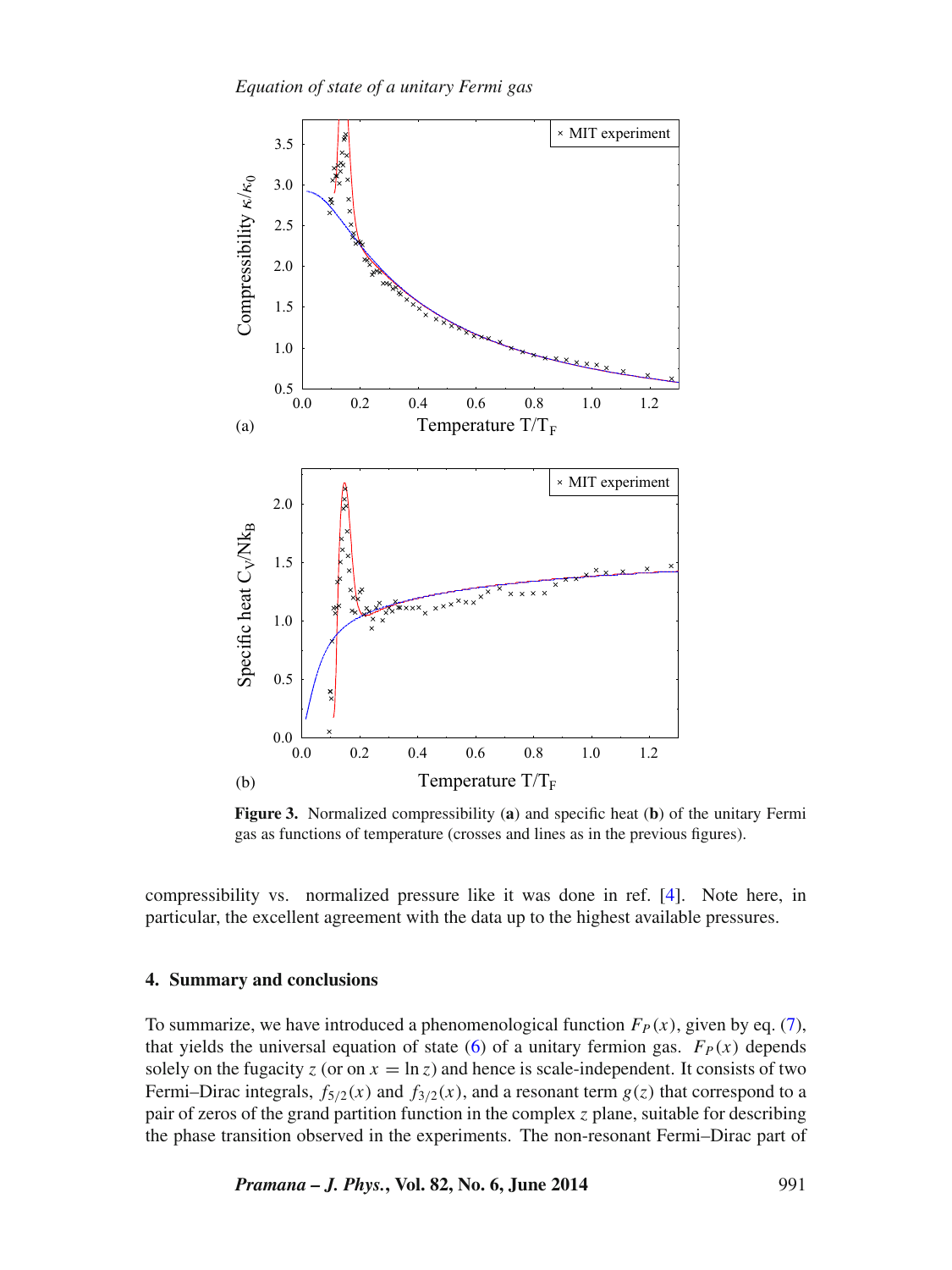**Figure 3.** Normalized compressibility (**a**) and specific heat (**b**) of the unitary Fermi gas as functions of temperature (crosses and lines as in the previous figures).

compressibility vs. normalized pressure like it was done in ref. [4]. Note here, in particular, the excellent agreement with the data up to the highest available pressures.

## 4. Summary and conclusions

To summarize, we have introduced a phenomenological function $F_P(x)$, given by eq. (7), that yields the universal equation of state (6) of a unitary fermion gas. $F_P(x)$ depends solely on the fugacity $z$ (or on $x = \ln z$) and hence is scale-independent. It consists of two Fermi–Dirac integrals, $f_{5/2}(x)$ and $f_{3/2}(x)$, and a resonant term $g(z)$ that correspond to a pair of zeros of the grand partition function in the complex $z$ plane, suitable for describing the phase transition observed in the experiments. The non-resonant Fermi–Dirac part of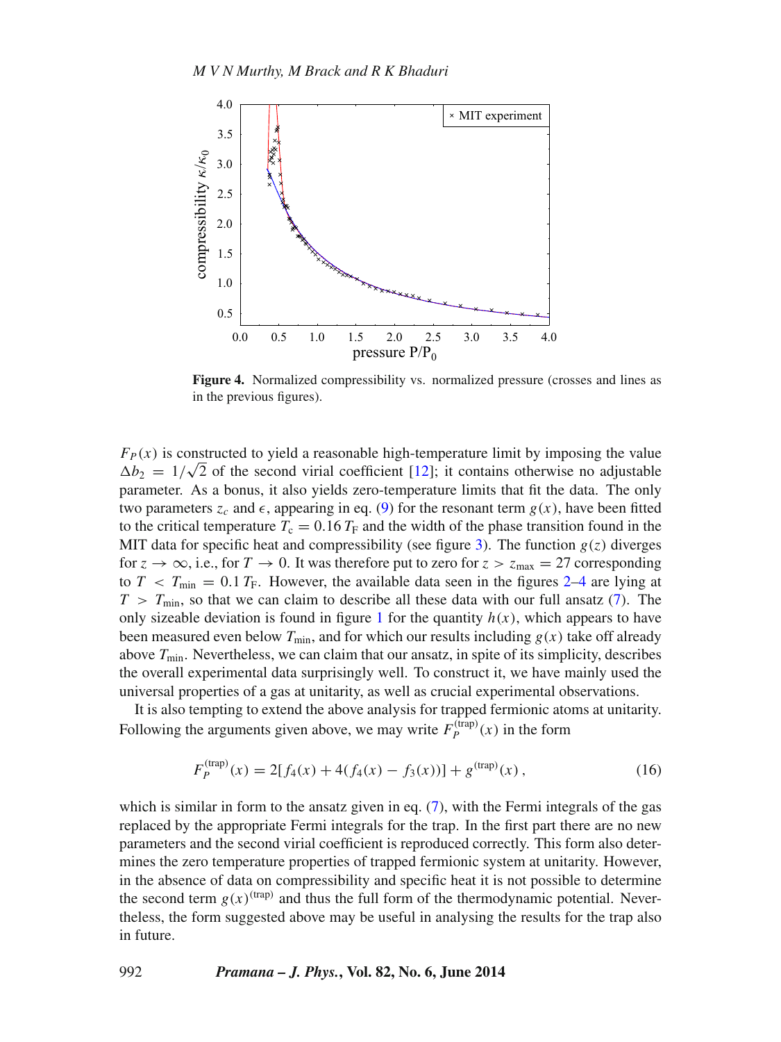**Figure 4.** Normalized compressibility vs. normalized pressure (crosses and lines as in the previous figures).

$F_P(x)$ is constructed to yield a reasonable high-temperature limit by imposing the value $\Delta b_2 = 1/\sqrt{2}$ of the second virial coefficient [12]; it contains otherwise no adjustable parameter. As a bonus, it also yields zero-temperature limits that fit the data. The only two parameters $z_c$ and $\epsilon$, appearing in eq. (9) for the resonant term $g(x)$, have been fitted to the critical temperature $T_c = 0.16\, T_F$ and the width of the phase transition found in the MIT data for specific heat and compressibility (see figure 3). The function $g(z)$ diverges for $z \to \infty$, i.e., for $T \to 0$. It was therefore put to zero for $z > z_{\max} = 27$ corresponding to $T < T_{\min} = 0.1\, T_F$. However, the available data seen in the figures 2–4 are lying at $T > T_{\min}$, so that we can claim to describe all these data with our full ansatz (7). The only sizeable deviation is found in figure 1 for the quantity $h(x)$, which appears to have been measured even below $T_{\min}$, and for which our results including $g(x)$ take off already above $T_{\min}$. Nevertheless, we can claim that our ansatz, in spite of its simplicity, describes the overall experimental data surprisingly well. To construct it, we have mainly used the universal properties of a gas at unitarity, as well as crucial experimental observations.

It is also tempting to extend the above analysis for trapped fermionic atoms at unitarity. Following the arguments given above, we may write $F_P^{(\mathrm{trap})}(x)$ in the form

$$F_P^{(\mathrm{trap})}(x) = 2[f_4(x) + 4(f_4(x) - f_3(x))] + g^{(\mathrm{trap})}(x)\,, \tag{16}$$

which is similar in form to the ansatz given in eq. (7), with the Fermi integrals of the gas replaced by the appropriate Fermi integrals for the trap. In the first part there are no new parameters and the second virial coefficient is reproduced correctly. This form also determines the zero temperature properties of trapped fermionic system at unitarity. However, in the absence of data on compressibility and specific heat it is not possible to determine the second term $g(x)^{(\mathrm{trap})}$ and thus the full form of the thermodynamic potential. Nevertheless, the form suggested above may be useful in analysing the results for the trap also in future.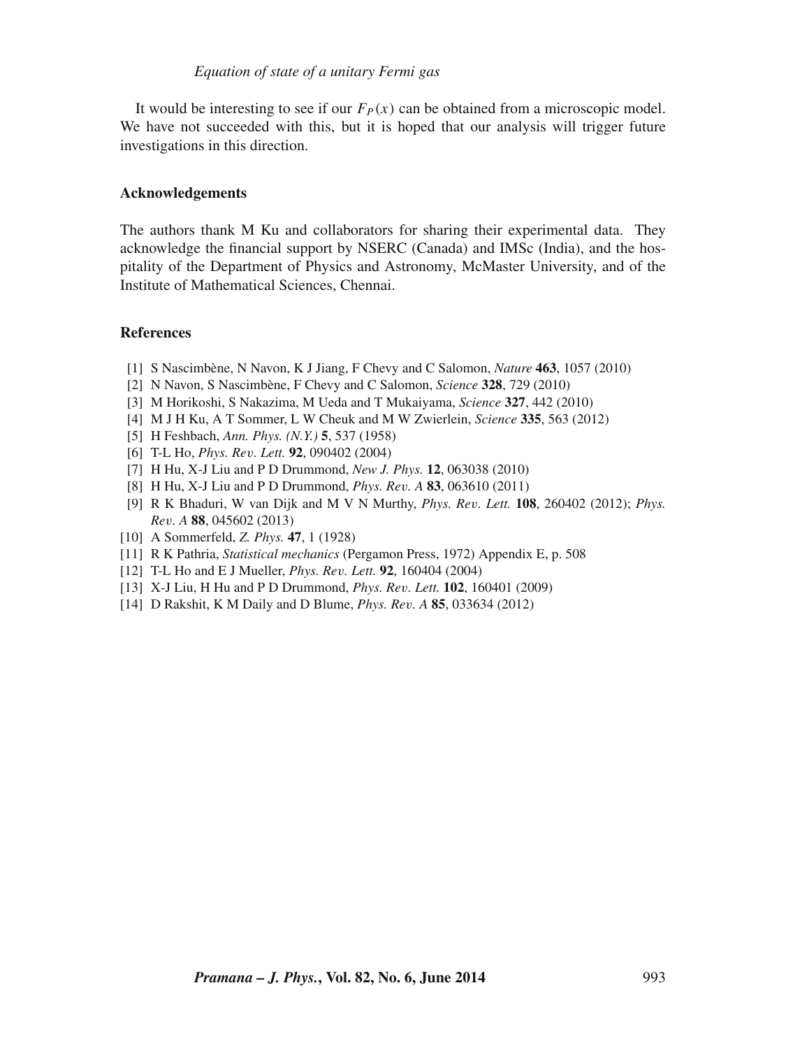It would be interesting to see if our $F_P(x)$ can be obtained from a microscopic model. We have not succeeded with this, but it is hoped that our analysis will trigger future investigations in this direction.

## Acknowledgements

The authors thank M Ku and collaborators for sharing their experimental data. They acknowledge the financial support by NSERC (Canada) and IMSc (India), and the hospitality of the Department of Physics and Astronomy, McMaster University, and of the Institute of Mathematical Sciences, Chennai.

## References

[1] S Nascimbène, N Navon, K J Jiang, F Chevy and C Salomon, *Nature* **463**, 1057 (2010)
[2] N Navon, S Nascimbène, F Chevy and C Salomon, *Science* **328**, 729 (2010)
[3] M Horikoshi, S Nakazima, M Ueda and T Mukaiyama, *Science* **327**, 442 (2010)
[4] M J H Ku, A T Sommer, L W Cheuk and M W Zwierlein, *Science* **335**, 563 (2012)
[5] H Feshbach, *Ann. Phys. (N.Y.)* **5**, 537 (1958)
[6] T-L Ho, *Phys. Rev. Lett.* **92**, 090402 (2004)
[7] H Hu, X-J Liu and P D Drummond, *New J. Phys.* **12**, 063038 (2010)
[8] H Hu, X-J Liu and P D Drummond, *Phys. Rev. A* **83**, 063610 (2011)
[9] R K Bhaduri, W van Dijk and M V N Murthy, *Phys. Rev. Lett.* **108**, 260402 (2012); *Phys. Rev. A* **88**, 045602 (2013)
[10] A Sommerfeld, *Z. Phys.* **47**, 1 (1928)
[11] R K Pathria, *Statistical mechanics* (Pergamon Press, 1972) Appendix E, p. 508
[12] T-L Ho and E J Mueller, *Phys. Rev. Lett.* **92**, 160404 (2004)
[13] X-J Liu, H Hu and P D Drummond, *Phys. Rev. Lett.* **102**, 160401 (2009)
[14] D Rakshit, K M Daily and D Blume, *Phys. Rev. A* **85**, 033634 (2012)